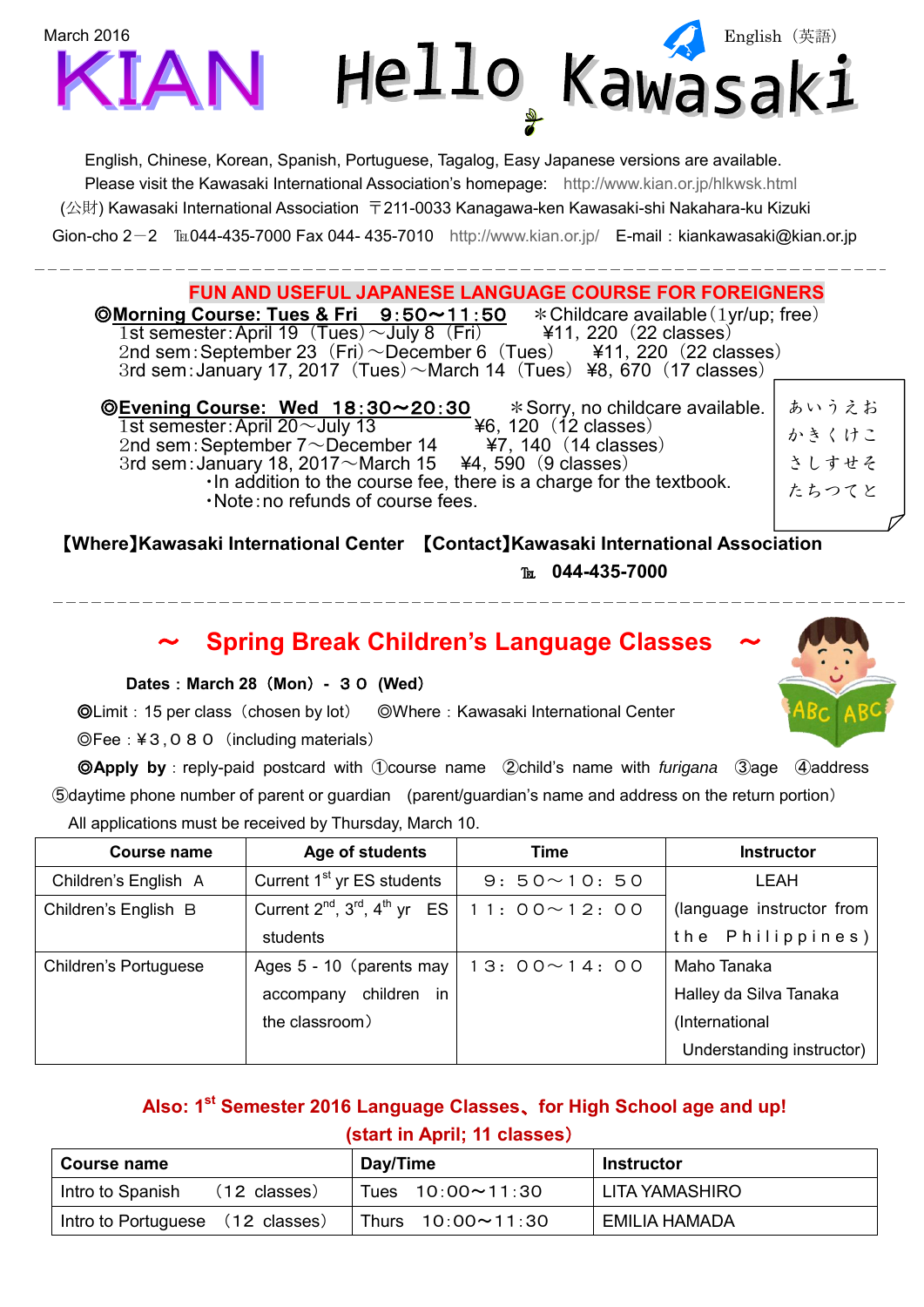March 2016

# KIAN Hello Kawasaki

English（英語）

English, Chinese, Korean, Spanish, Portuguese, Tagalog, Easy Japanese versions are available.
Please visit the Kawasaki International Association's homepage: http://www.kian.or.jp/hlkwsk.html
(公財) Kawasaki International Association 〒211-0033 Kanagawa-ken Kawasaki-shi Nakahara-ku Kizuki Gion-cho 2－2 ℡044-435-7000 Fax 044- 435-7010 http://www.kian.or.jp/ E-mail：kiankawasaki@kian.or.jp

## FUN AND USEFUL JAPANESE LANGUAGE COURSE FOR FOREIGNERS

**◎Morning Course: Tues & Fri 9:50～11:50** ＊Childcare available（1yr/up; free）
1st semester：April 19（Tues）～July 8（Fri） ¥11, 220（22 classes）
2nd sem：September 23（Fri）～December 6（Tues） ¥11, 220（22 classes）
3rd sem：January 17, 2017（Tues）～March 14（Tues） ¥8, 670（17 classes）

**◎Evening Course: Wed 18:30～20:30** ＊Sorry, no childcare available.
1st semester：April 20～July 13 ¥6, 120（12 classes）
2nd sem：September 7～December 14 ¥7, 140（14 classes）
3rd sem：January 18, 2017～March 15 ¥4, 590（9 classes）
・In addition to the course fee, there is a charge for the textbook.
・Note：no refunds of course fees.

あいうえお
かきくけこ
さしすせそ
たちつてと

**【Where】Kawasaki International Center 【Contact】Kawasaki International Association**
**℡ 044-435-7000**

## ～ Spring Break Children's Language Classes ～

**Dates：March 28（Mon）- ３０（Wed）**

◎Limit：15 per class（chosen by lot） ◎Where：Kawasaki International Center
◎Fee：¥３,０８０（including materials）
**◎Apply by**：reply-paid postcard with ①course name ②child's name with *furigana* ③age ④address ⑤daytime phone number of parent or guardian （parent/guardian's name and address on the return portion）
All applications must be received by Thursday, March 10.

| Course name | Age of students | Time | Instructor |
|---|---|---|---|
| Children's English A | Current 1st yr ES students | ９：５０～１０：５０ | LEAH (language instructor from the Philippines) |
| Children's English B | Current 2nd, 3rd, 4th yr ES students | １１：００～１２：００ | |
| Children's Portuguese | Ages 5 - 10（parents may accompany children in the classroom） | １３：００～１４：００ | Maho Tanaka Halley da Silva Tanaka (International Understanding instructor) |

**Also: 1st Semester 2016 Language Classes、for High School age and up!**
**(start in April; 11 classes)**

| Course name | Day/Time | Instructor |
|---|---|---|
| Intro to Spanish （12 classes） | Tues 10:00～11:30 | LITA YAMASHIRO |
| Intro to Portuguese （12 classes） | Thurs 10:00～11:30 | EMILIA HAMADA |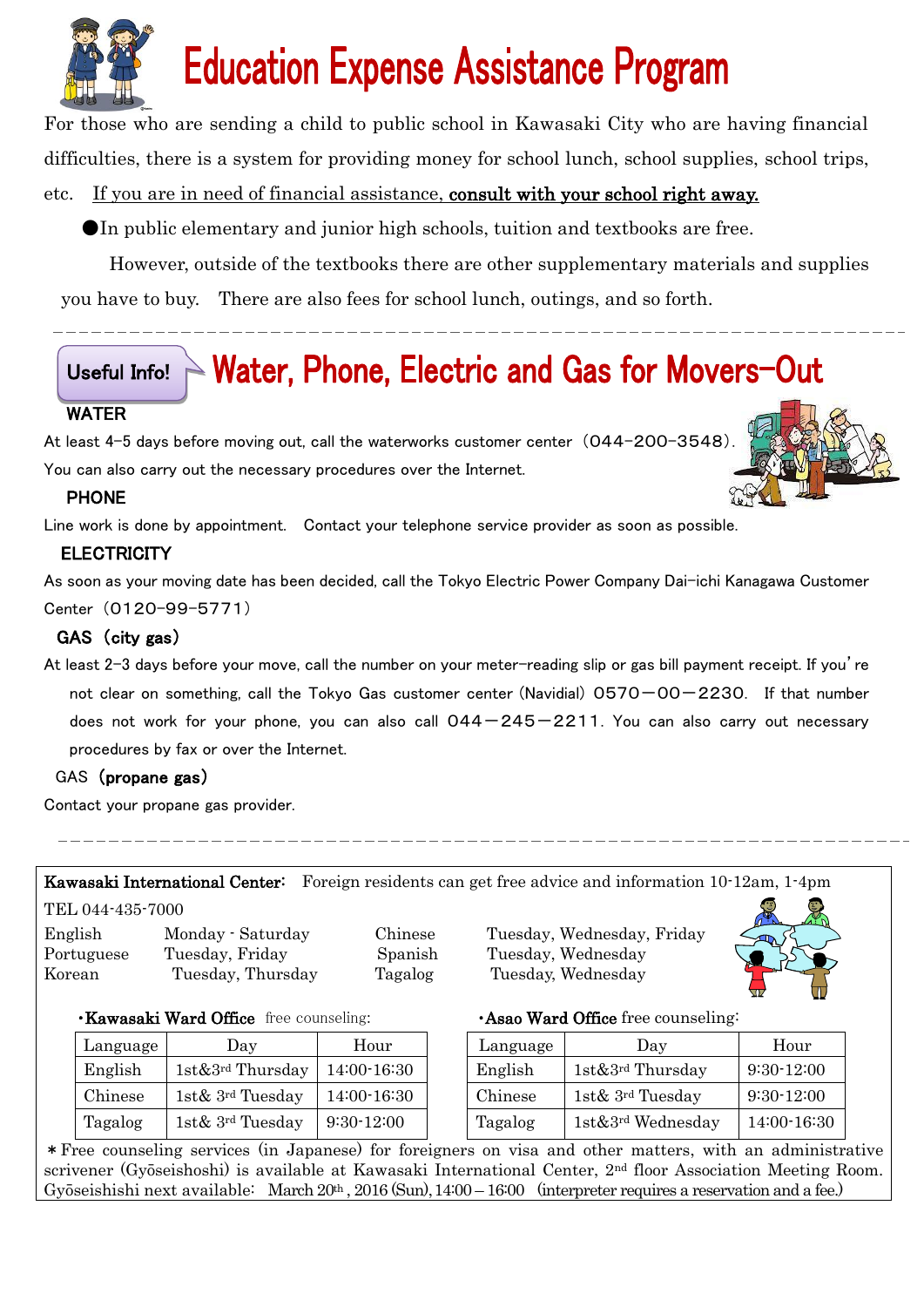# Education Expense Assistance Program

For those who are sending a child to public school in Kawasaki City who are having financial difficulties, there is a system for providing money for school lunch, school supplies, school trips, etc. If you are in need of financial assistance, **consult with your school right away.**

●In public elementary and junior high schools, tuition and textbooks are free.

However, outside of the textbooks there are other supplementary materials and supplies you have to buy. There are also fees for school lunch, outings, and so forth.

---

## Useful Info! Water, Phone, Electric and Gas for Movers-Out

**WATER**

At least 4-5 days before moving out, call the waterworks customer center（044-200-3548）.
You can also carry out the necessary procedures over the Internet.

**PHONE**

Line work is done by appointment. Contact your telephone service provider as soon as possible.

**ELECTRICITY**

As soon as your moving date has been decided, call the Tokyo Electric Power Company Dai-ichi Kanagawa Customer Center（0120-99-5771）

**GAS（city gas）**

At least 2-3 days before your move, call the number on your meter-reading slip or gas bill payment receipt. If you're not clear on something, call the Tokyo Gas customer center (Navidial) 0570－00－2230. If that number does not work for your phone, you can also call 044－245－2211. You can also carry out necessary procedures by fax or over the Internet.

GAS **(propane gas)**

Contact your propane gas provider.

---

**Kawasaki International Center:** Foreign residents can get free advice and information 10-12am, 1-4pm

TEL 044-435-7000

| | | | |
|---|---|---|---|
| English | Monday - Saturday | Chinese | Tuesday, Wednesday, Friday |
| Portuguese | Tuesday, Friday | Spanish | Tuesday, Wednesday |
| Korean | Tuesday, Thursday | Tagalog | Tuesday, Wednesday |

・**Kawasaki Ward Office** free counseling:

| Language | Day | Hour |
|---|---|---|
| English | 1st&3rd Thursday | 14:00-16:30 |
| Chinese | 1st& 3rd Tuesday | 14:00-16:30 |
| Tagalog | 1st& 3rd Tuesday | 9:30-12:00 |

・**Asao Ward Office** free counseling:

| Language | Day | Hour |
|---|---|---|
| English | 1st&3rd Thursday | 9:30-12:00 |
| Chinese | 1st& 3rd Tuesday | 9:30-12:00 |
| Tagalog | 1st&3rd Wednesday | 14:00-16:30 |

＊Free counseling services (in Japanese) for foreigners on visa and other matters, with an administrative scrivener (Gyōseishoshi) is available at Kawasaki International Center, 2nd floor Association Meeting Room. Gyōseishishi next available: March 20th, 2016 (Sun), 14:00 – 16:00 (interpreter requires a reservation and a fee.)